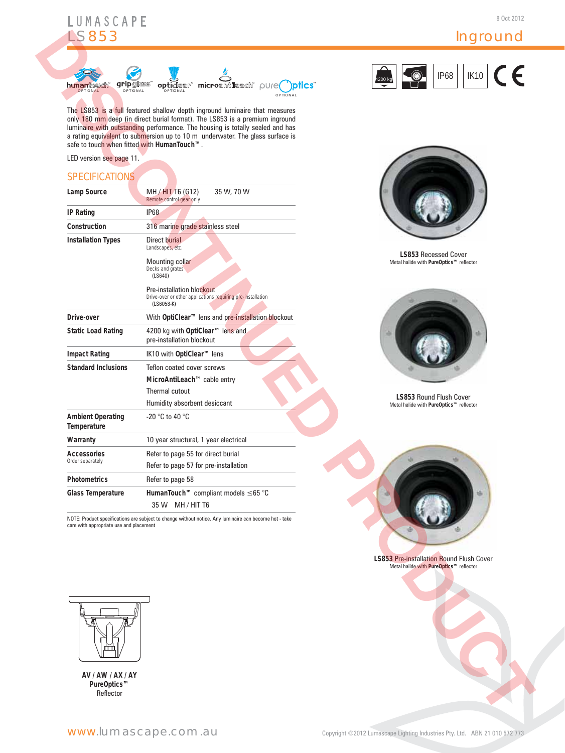LUMASCAPE

# LS853

8 Oct 2012

Inground

DISCONTINUED PRODUCT

humantouch™ OPTIONAL gripglass™ OPTIONAL opticlear™ OPTIONAL microantileach™ pureoptics™ OPTIONAL

4200 kg | IP68 | IK10 | CE

The LS853 is a full featured shallow depth inground luminaire that measures only 180 mm deep (in direct burial format). The LS853 is a premium inground luminaire with outstanding performance. The housing is totally sealed and has a rating equivalent to submersion up to 10 m underwater. The glass surface is safe to touch when fitted with **HumanTouch™**.

LED version see page 11.

## SPECIFICATIONS

| | |
|---|---|
| **Lamp Source** | MH / HIT T6 (G12) 35 W, 70 W<br>Remote control gear only |
| **IP Rating** | IP68 |
| **Construction** | 316 marine grade stainless steel |
| **Installation Types** | Direct burial<br>Landscapes, etc.<br><br>Mounting collar<br>Decks and grates<br>(LS640)<br><br>Pre-installation blockout<br>Drive-over or other applications requiring pre-installation<br>(LS6058-K) |
| **Drive-over** | With **OptiClear™** lens and pre-installation blockout |
| **Static Load Rating** | 4200 kg with **OptiClear™** lens and pre-installation blockout |
| **Impact Rating** | IK10 with **OptiClear™** lens |
| **Standard Inclusions** | Teflon coated cover screws<br>**MicroAntiLeach™** cable entry<br>Thermal cutout<br>Humidity absorbent desiccant |
| **Ambient Operating Temperature** | -20 °C to 40 °C |
| **Warranty** | 10 year structural, 1 year electrical |
| **Accessories**<br>Order separately | Refer to page 55 for direct burial<br>Refer to page 57 for pre-installation |
| **Photometrics** | Refer to page 58 |
| **Glass Temperature** | **HumanTouch™** compliant models ≤65 °C<br>35 W MH / HIT T6 |

NOTE: Product specifications are subject to change without notice. Any luminaire can become hot - take care with appropriate use and placement

**LS853** Recessed Cover
Metal halide with **PureOptics™** reflector

**LS853** Round Flush Cover
Metal halide with **PureOptics™** reflector

**LS853** Pre-installation Round Flush Cover
Metal halide with **PureOptics™** reflector

**AV / AW / AX / AY**
**PureOptics™**
Reflector

www.lumascape.com.au

Copyright ©2012 Lumascape Lighting Industries Pty. Ltd. ABN 21 010 572 773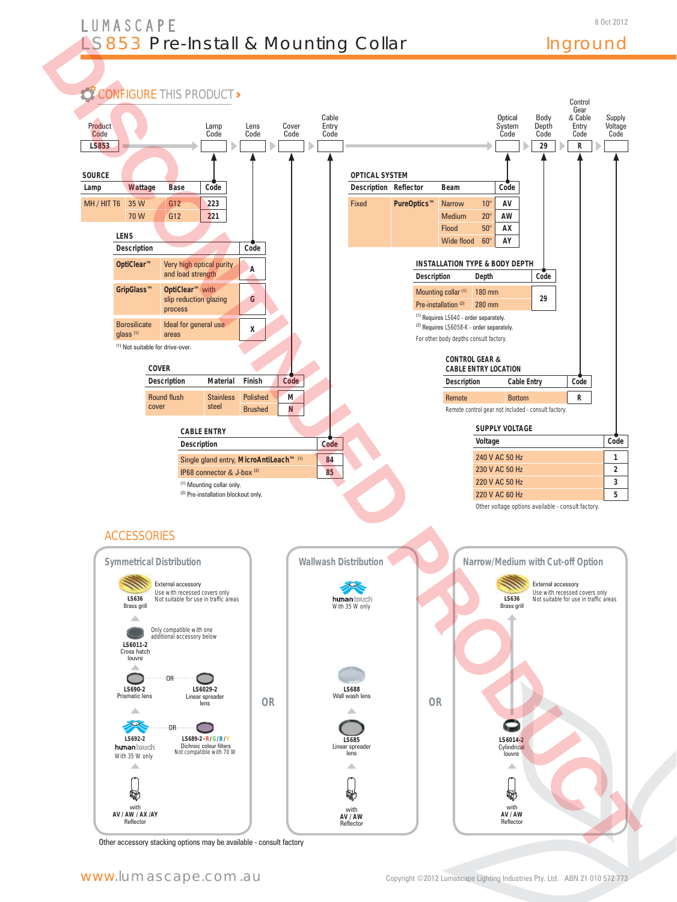# LUMASCAPE

## LS853 Pre-Install & Mounting Collar

Inground

8 Oct 2012

DISCONTINUED PRODUCT

### CONFIGURE THIS PRODUCT ›

| Product Code | Lamp Code | Lens Code | Cover Code | Cable Entry Code | Optical System Code | Body Depth Code | Control Gear & Cable Entry Code | Supply Voltage Code |
|---|---|---|---|---|---|---|---|---|
| LS853 | | | | | | 29 | R | |

#### SOURCE

| Lamp | Wattage | Base | Code |
|---|---|---|---|
| MH / HIT T6 | 35 W | G12 | 223 |
| | 70 W | G12 | 221 |

#### LENS

| Description | | Code |
|---|---|---|
| OptiClear™ | Very high optical purity and load strength | A |
| GripGlass™ | OptiClear™ with slip reduction glazing process | G |
| Borosilicate glass [1] | Ideal for general use areas | X |

[1] Not suitable for drive-over.

#### COVER

| Description | Material | Finish | Code |
|---|---|---|---|
| Round flush cover | Stainless steel | Polished | M |
| | | Brushed | N |

#### CABLE ENTRY

| Description | Code |
|---|---|
| Single gland entry, MicroAntiLeach™ [1] | 84 |
| IP68 connector & J-box [2] | 85 |

[1] Mounting collar only.
[2] Pre-installation blockout only.

#### OPTICAL SYSTEM

| Description | Reflector | Beam | | Code |
|---|---|---|---|---|
| Fixed | PureOptics™ | Narrow | 10° | AV |
| | | Medium | 20° | AW |
| | | Flood | 50° | AX |
| | | Wide flood | 60° | AY |

#### INSTALLATION TYPE & BODY DEPTH

| Description | Depth | Code |
|---|---|---|
| Mounting collar [1] | 180 mm | 29 |
| Pre-installation [2] | 280 mm | |

[1] Requires LS640 - order separately.
[2] Requires LS6058-K - order separately.
For other body depths consult factory.

#### CONTROL GEAR & CABLE ENTRY LOCATION

| Description | Cable Entry | Code |
|---|---|---|
| Remote | Bottom | R |

Remote control gear not included - consult factory.

#### SUPPLY VOLTAGE

| Voltage | Code |
|---|---|
| 240 V AC 50 Hz | 1 |
| 230 V AC 50 Hz | 2 |
| 220 V AC 50 Hz | 3 |
| 220 V AC 60 Hz | 5 |

Other voltage options available - consult factory.

### ACCESSORIES

#### Symmetrical Distribution

- LS636 Brass grill — External accessory. Use with recessed covers only. Not suitable for use in traffic areas
- LS6011-2 Cross hatch louvre — Only compatible with one additional accessory below
- LS690-2 Prismatic lens OR LS6029-2 Linear spreader lens
- LS692-2 humantouch With 35 W only OR LS689-2-R/G/B/Y Dichroic colour filters. Not compatible with 70 W
- with AV / AW / AX / AY Reflector

OR

#### Wallwash Distribution

- humantouch With 35 W only
- LS688 Wall wash lens
- LS685 Linear spreader lens
- with AV / AW Reflector

OR

#### Narrow/Medium with Cut-off Option

- LS636 Brass grill — External accessory. Use with recessed covers only. Not suitable for use in traffic areas
- LS6014-2 Cylindrical louvre
- with AV / AW Reflector

Other accessory stacking options may be available - consult factory

www.lumascape.com.au

Copyright ©2012 Lumascape Lighting Industries Pty. Ltd. ABN 21 010 572 773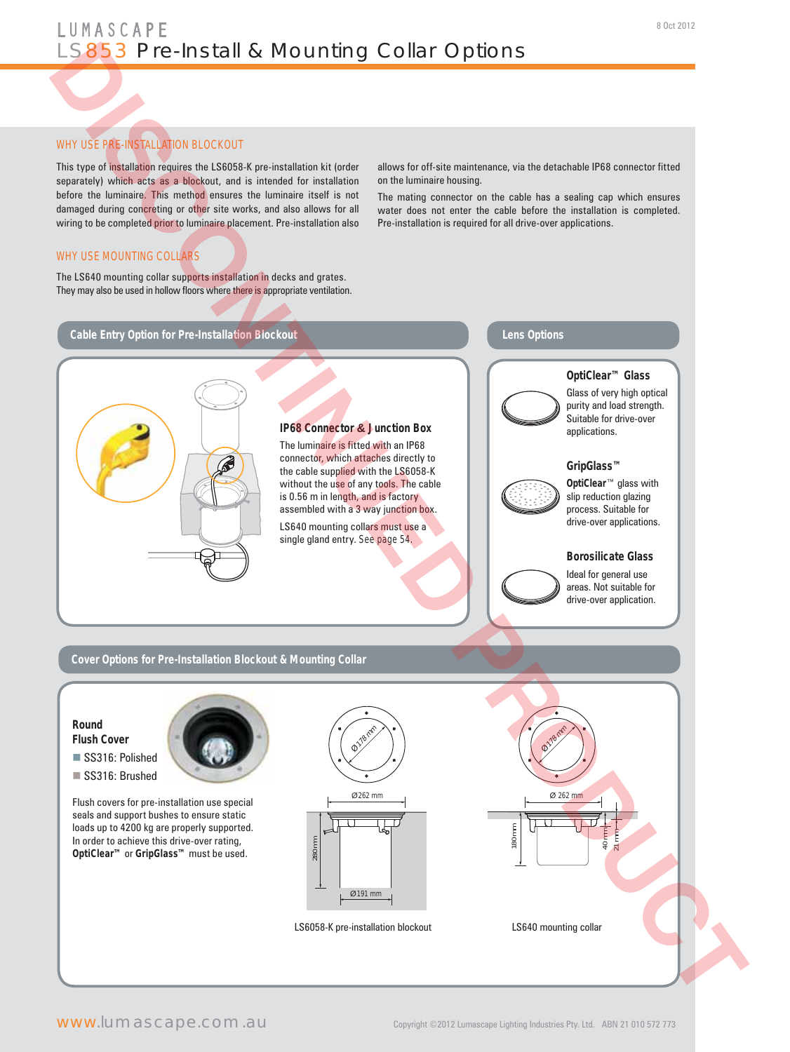# LUMASCAPE

# LS853 Pre-Install & Mounting Collar Options

DISCONTINUED PRODUCT

## WHY USE PRE-INSTALLATION BLOCKOUT

This type of installation requires the LS6058-K pre-installation kit (order separately) which acts as a blockout, and is intended for installation before the luminaire. This method ensures the luminaire itself is not damaged during concreting or other site works, and also allows for all wiring to be completed prior to luminaire placement. Pre-installation also allows for off-site maintenance, via the detachable IP68 connector fitted on the luminaire housing.

The mating connector on the cable has a sealing cap which ensures water does not enter the cable before the installation is completed. Pre-installation is required for all drive-over applications.

## WHY USE MOUNTING COLLARS

The LS640 mounting collar supports installation in decks and grates. They may also be used in hollow floors where there is appropriate ventilation.

## Cable Entry Option for Pre-Installation Blockout

### IP68 Connector & Junction Box

The luminaire is fitted with an IP68 connector, which attaches directly to the cable supplied with the LS6058-K without the use of any tools. The cable is 0.56 m in length, and is factory assembled with a 3 way junction box.

LS640 mounting collars must use a single gland entry. See page 54.

## Lens Options

### OptiClear™ Glass

Glass of very high optical purity and load strength. Suitable for drive-over applications.

### GripGlass™

**OptiClear™** glass with slip reduction glazing process. Suitable for drive-over applications.

### Borosilicate Glass

Ideal for general use areas. Not suitable for drive-over application.

## Cover Options for Pre-Installation Blockout & Mounting Collar

### Round Flush Cover

- SS316: Polished
- SS316: Brushed

Flush covers for pre-installation use special seals and support bushes to ensure static loads up to 4200 kg are properly supported. In order to achieve this drive-over rating, **OptiClear™** or **GripGlass™** must be used.

Ø178 mm, Ø262 mm, 280 mm, Ø191 mm

LS6058-K pre-installation blockout

Ø178 mm, Ø 262 mm, 180 mm, 40 mm, 21 mm

LS640 mounting collar

www.lumascape.com.au

Copyright ©2012 Lumascape Lighting Industries Pty. Ltd. ABN 21 010 572 773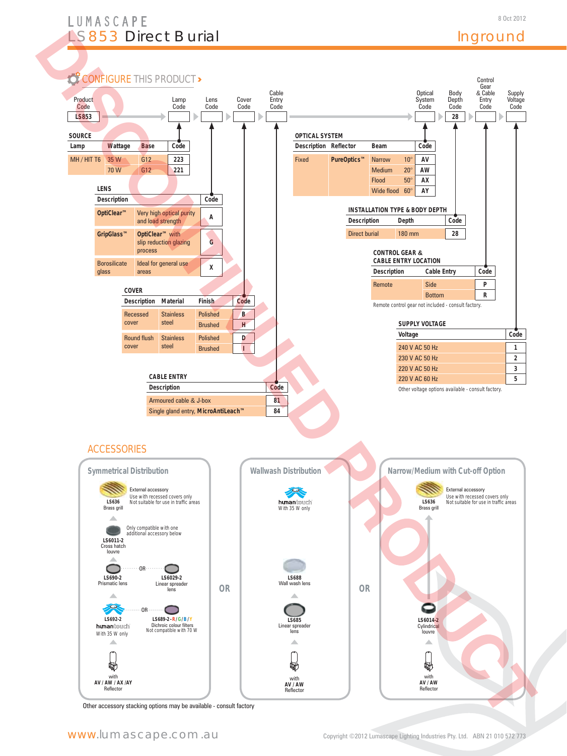LUMASCAPE

# LS853 Direct Burial

8 Oct 2012

Inground

DISCONTINUED PRODUCT

## CONFIGURE THIS PRODUCT

| Product Code | Lamp Code | Lens Code | Cover Code | Cable Entry Code | Optical System Code | Body Depth Code | Control Gear & Cable Entry Code | Supply Voltage Code |
|---|---|---|---|---|---|---|---|---|
| LS853 | | | | | | 28 | | |

### SOURCE

| Lamp | Wattage | Base | Code |
|---|---|---|---|
| MH / HIT T6 | 35 W | G12 | 223 |
| | 70 W | G12 | 221 |

### LENS

| Description | | Code |
|---|---|---|
| OptiClear™ | Very high optical purity and load strength | A |
| GripGlass™ | OptiClear™ with slip reduction glazing process | G |
| Borosilicate glass | Ideal for general use areas | X |

### COVER

| Description | Material | Finish | Code |
|---|---|---|---|
| Recessed cover | Stainless steel | Polished | B |
| | | Brushed | H |
| Round flush cover | Stainless steel | Polished | D |
| | | Brushed | I |

### CABLE ENTRY

| Description | Code |
|---|---|
| Armoured cable & J-box | 81 |
| Single gland entry, MicroAntiLeach™ | 84 |

### OPTICAL SYSTEM

| Description | Reflector | Beam | | Code |
|---|---|---|---|---|
| Fixed | PureOptics™ | Narrow | 10° | AV |
| | | Medium | 20° | AW |
| | | Flood | 50° | AX |
| | | Wide flood | 60° | AY |

### INSTALLATION TYPE & BODY DEPTH

| Description | Depth | Code |
|---|---|---|
| Direct burial | 180 mm | 28 |

### CONTROL GEAR & CABLE ENTRY LOCATION

| Description | Cable Entry | Code |
|---|---|---|
| Remote | Side | P |
| | Bottom | R |

Remote control gear not included - consult factory.

### SUPPLY VOLTAGE

| Voltage | Code |
|---|---|
| 240 V AC 50 Hz | 1 |
| 230 V AC 50 Hz | 2 |
| 220 V AC 50 Hz | 3 |
| 220 V AC 60 Hz | 5 |

Other voltage options available - consult factory.

## ACCESSORIES

### Symmetrical Distribution

**LS636** Brass grill — External accessory. Use with recessed covers only. Not suitable for use in traffic areas

**LS6011-2** Cross hatch louvre — Only compatible with one additional accessory below

**LS690-2** Prismatic lens OR **LS6029-2** Linear spreader lens

**LS692-2** humantouch, With 35 W only OR **LS689-2 - R / G / B / Y** Dichroic colour filters, Not compatible with 70 W

with **AV / AW / AX / AY** Reflector

OR

### Wallwash Distribution

humantouch, With 35 W only

**LS688** Wall wash lens

**LS685** Linear spreader lens

with **AV / AW** Reflector

OR

### Narrow/Medium with Cut-off Option

**LS636** Brass grill — External accessory. Use with recessed covers only. Not suitable for use in traffic areas

**LS6014-2** Cylindrical louvre

with **AV / AW** Reflector

Other accessory stacking options may be available - consult factory

www.lumascape.com.au

Copyright ©2012 Lumascape Lighting Industries Pty. Ltd. ABN 21 010 572 773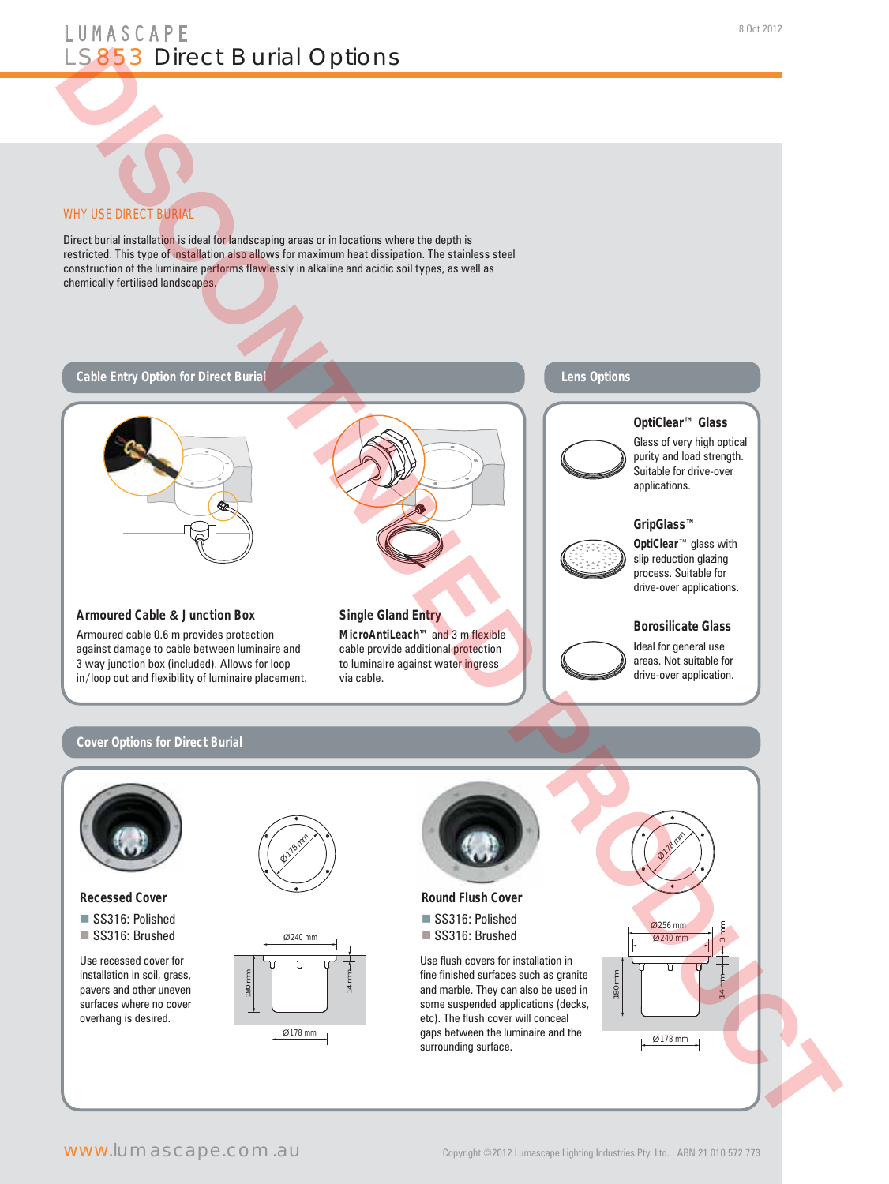LUMASCAPE

# LS853 Direct Burial Options

DISCONTINUED PRODUCT

## WHY USE DIRECT BURIAL

Direct burial installation is ideal for landscaping areas or in locations where the depth is restricted. This type of installation also allows for maximum heat dissipation. The stainless steel construction of the luminaire performs flawlessly in alkaline and acidic soil types, as well as chemically fertilised landscapes.

## Cable Entry Option for Direct Burial

### Armoured Cable & Junction Box

Armoured cable 0.6 m provides protection against damage to cable between luminaire and 3 way junction box (included). Allows for loop in/loop out and flexibility of luminaire placement.

### Single Gland Entry

**MicroAntiLeach™** and 3 m flexible cable provide additional protection to luminaire against water ingress via cable.

## Lens Options

### OptiClear™ Glass

Glass of very high optical purity and load strength. Suitable for drive-over applications.

### GripGlass™

**OptiClear™** glass with slip reduction glazing process. Suitable for drive-over applications.

### Borosilicate Glass

Ideal for general use areas. Not suitable for drive-over application.

## Cover Options for Direct Burial

### Recessed Cover

- SS316: Polished
- SS316: Brushed

Use recessed cover for installation in soil, grass, pavers and other uneven surfaces where no cover overhang is desired.

Ø178 mm, Ø240 mm, 180 mm, 14 mm, Ø178 mm

### Round Flush Cover

- SS316: Polished
- SS316: Brushed

Use flush covers for installation in fine finished surfaces such as granite and marble. They can also be used in some suspended applications (decks, etc). The flush cover will conceal gaps between the luminaire and the surrounding surface.

Ø178 mm, Ø256 mm, Ø240 mm, 3 mm, 180 mm, 14 mm, Ø178 mm

www.lumascape.com.au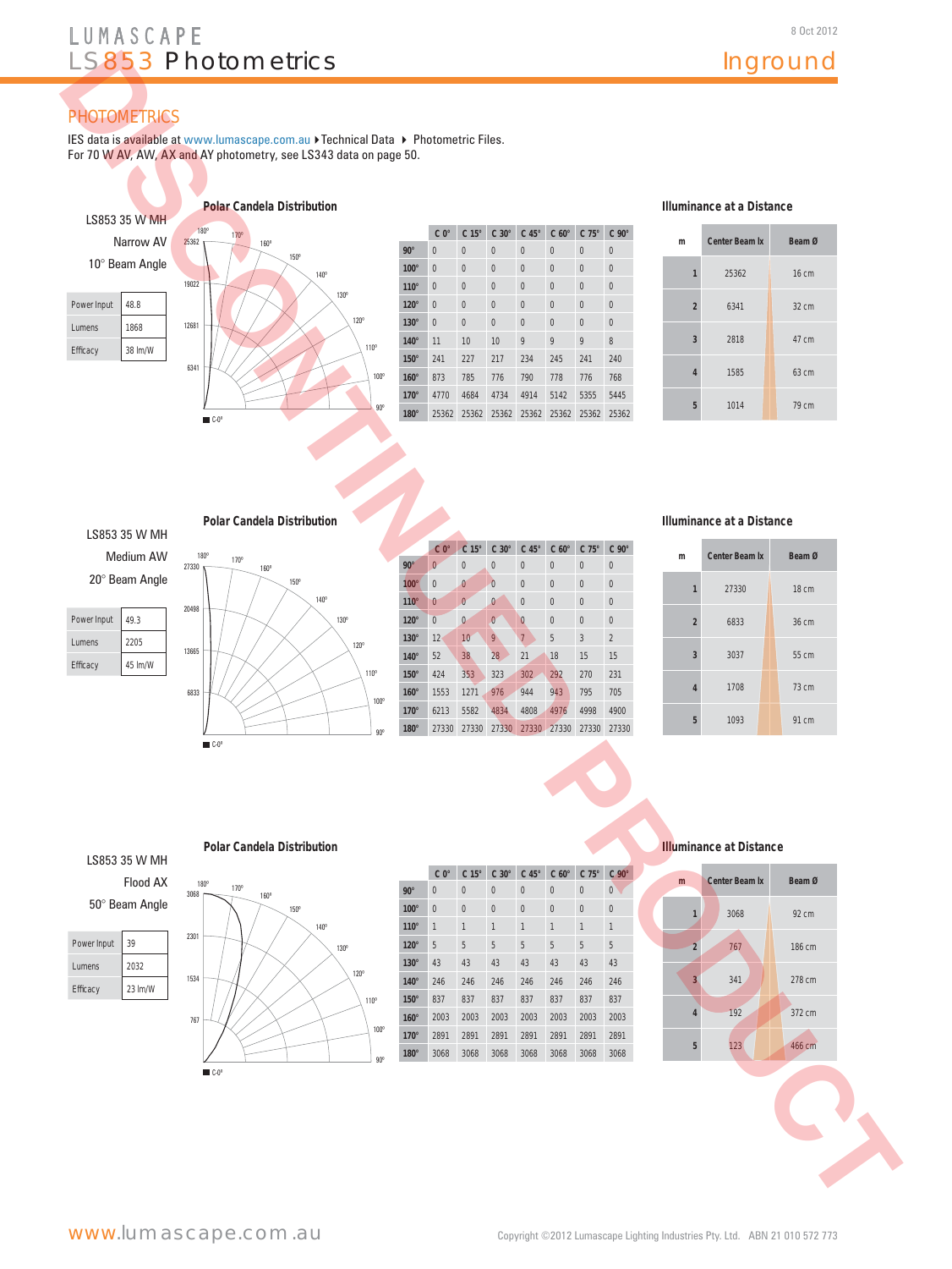# LUMASCAPE LS853 Photometrics

## Inground

8 Oct 2012

DISCONTINUED PRODUCT

## PHOTOMETRICS

IES data is available at www.lumascape.com.au ▸Technical Data ▸ Photometric Files.
For 70 W AV, AW, AX and AY photometry, see LS343 data on page 50.

### LS853 35 W MH Narrow AV 10° Beam Angle

| Power Input | 48.8 |
|---|---|
| Lumens | 1868 |
| Efficacy | 38 lm/W |

**Polar Candela Distribution**

| | C 0° | C 15° | C 30° | C 45° | C 60° | C 75° | C 90° |
|---|---|---|---|---|---|---|---|
| 90° | 0 | 0 | 0 | 0 | 0 | 0 | 0 |
| 100° | 0 | 0 | 0 | 0 | 0 | 0 | 0 |
| 110° | 0 | 0 | 0 | 0 | 0 | 0 | 0 |
| 120° | 0 | 0 | 0 | 0 | 0 | 0 | 0 |
| 130° | 0 | 0 | 0 | 0 | 0 | 0 | 0 |
| 140° | 11 | 10 | 10 | 9 | 9 | 9 | 8 |
| 150° | 241 | 227 | 217 | 234 | 245 | 241 | 240 |
| 160° | 873 | 785 | 776 | 790 | 778 | 776 | 768 |
| 170° | 4770 | 4684 | 4734 | 4914 | 5142 | 5355 | 5445 |
| 180° | 25362 | 25362 | 25362 | 25362 | 25362 | 25362 | 25362 |

**Illuminance at a Distance**

| m | Center Beam lx | Beam Ø |
|---|---|---|
| 1 | 25362 | 16 cm |
| 2 | 6341 | 32 cm |
| 3 | 2818 | 47 cm |
| 4 | 1585 | 63 cm |
| 5 | 1014 | 79 cm |

### LS853 35 W MH Medium AW 20° Beam Angle

| Power Input | 49.3 |
|---|---|
| Lumens | 2205 |
| Efficacy | 45 lm/W |

**Polar Candela Distribution**

| | C 0° | C 15° | C 30° | C 45° | C 60° | C 75° | C 90° |
|---|---|---|---|---|---|---|---|
| 90° | 0 | 0 | 0 | 0 | 0 | 0 | 0 |
| 100° | 0 | 0 | 0 | 0 | 0 | 0 | 0 |
| 110° | 0 | 0 | 0 | 0 | 0 | 0 | 0 |
| 120° | 0 | 0 | 0 | 0 | 0 | 0 | 0 |
| 130° | 12 | 10 | 9 | 7 | 5 | 3 | 2 |
| 140° | 52 | 38 | 28 | 21 | 18 | 15 | 15 |
| 150° | 424 | 353 | 323 | 302 | 292 | 270 | 231 |
| 160° | 1553 | 1271 | 976 | 944 | 943 | 795 | 705 |
| 170° | 6213 | 5582 | 4834 | 4808 | 4976 | 4998 | 4900 |
| 180° | 27330 | 27330 | 27330 | 27330 | 27330 | 27330 | 27330 |

**Illuminance at a Distance**

| m | Center Beam lx | Beam Ø |
|---|---|---|
| 1 | 27330 | 18 cm |
| 2 | 6833 | 36 cm |
| 3 | 3037 | 55 cm |
| 4 | 1708 | 73 cm |
| 5 | 1093 | 91 cm |

### LS853 35 W MH Flood AX 50° Beam Angle

| Power Input | 39 |
|---|---|
| Lumens | 2032 |
| Efficacy | 23 lm/W |

**Polar Candela Distribution**

| | C 0° | C 15° | C 30° | C 45° | C 60° | C 75° | C 90° |
|---|---|---|---|---|---|---|---|
| 90° | 0 | 0 | 0 | 0 | 0 | 0 | 0 |
| 100° | 0 | 0 | 0 | 0 | 0 | 0 | 0 |
| 110° | 1 | 1 | 1 | 1 | 1 | 1 | 1 |
| 120° | 5 | 5 | 5 | 5 | 5 | 5 | 5 |
| 130° | 43 | 43 | 43 | 43 | 43 | 43 | 43 |
| 140° | 246 | 246 | 246 | 246 | 246 | 246 | 246 |
| 150° | 837 | 837 | 837 | 837 | 837 | 837 | 837 |
| 160° | 2003 | 2003 | 2003 | 2003 | 2003 | 2003 | 2003 |
| 170° | 2891 | 2891 | 2891 | 2891 | 2891 | 2891 | 2891 |
| 180° | 3068 | 3068 | 3068 | 3068 | 3068 | 3068 | 3068 |

**Illuminance at Distance**

| m | Center Beam lx | Beam Ø |
|---|---|---|
| 1 | 3068 | 92 cm |
| 2 | 767 | 186 cm |
| 3 | 341 | 278 cm |
| 4 | 192 | 372 cm |
| 5 | 123 | 466 cm |

www.lumascape.com.au

Copyright ©2012 Lumascape Lighting Industries Pty. Ltd. ABN 21 010 572 773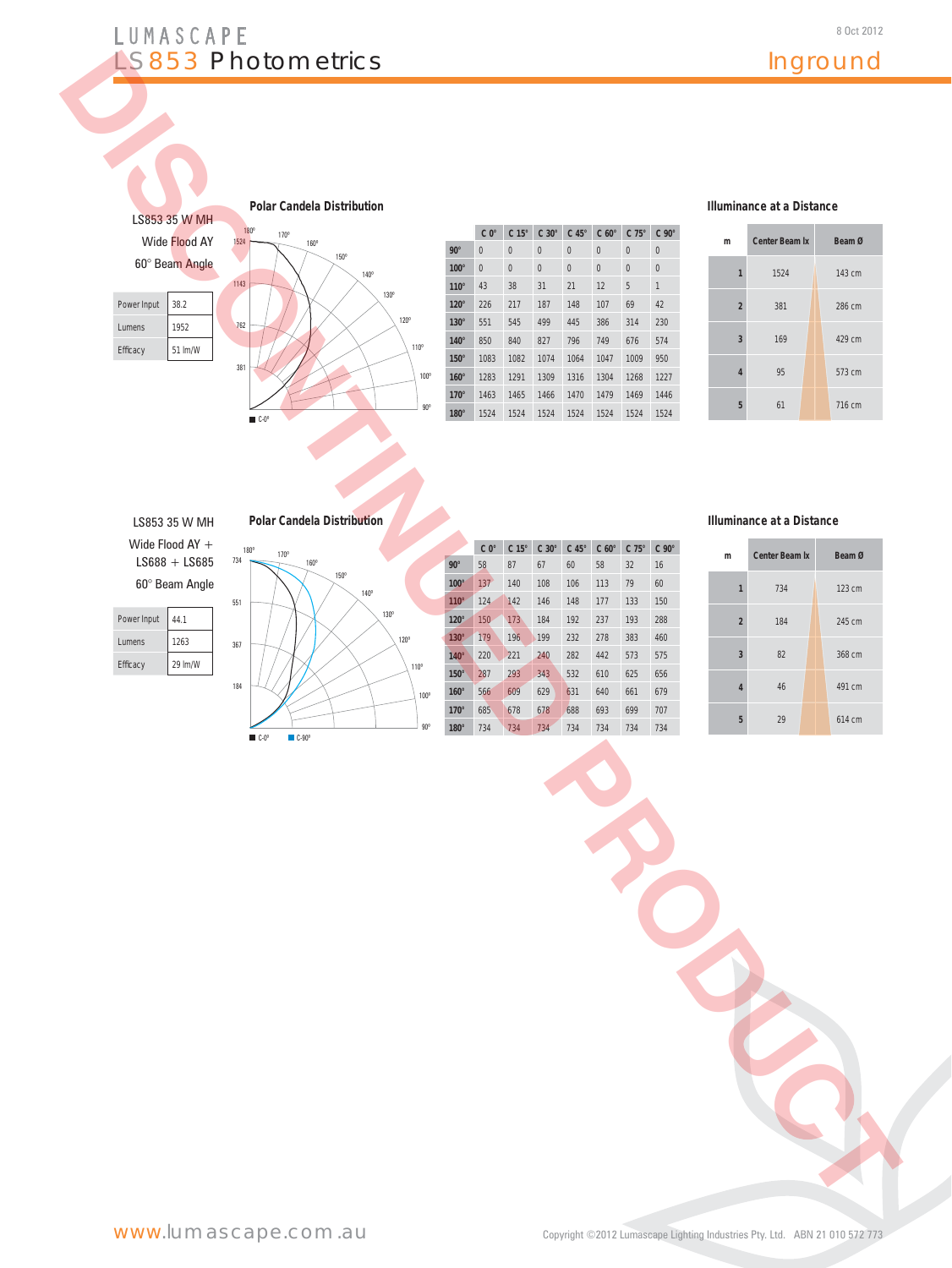# LUMASCAPE LS853 Photometrics

8 Oct 2012

Inground

DISCONTINUED PRODUCT

LS853 35 W MH
Wide Flood AY
60° Beam Angle

| | |
|---|---|
| Power Input | 38.2 |
| Lumens | 1952 |
| Efficacy | 51 lm/W |

## Polar Candela Distribution

180° 170° 160° 150° 140° 130° 120° 110° 100° 90°
1524 1143 762 381
C-0°

| | C 0° | C 15° | C 30° | C 45° | C 60° | C 75° | C 90° |
|---|---|---|---|---|---|---|---|
| 90° | 0 | 0 | 0 | 0 | 0 | 0 | 0 |
| 100° | 0 | 0 | 0 | 0 | 0 | 0 | 0 |
| 110° | 43 | 38 | 31 | 21 | 12 | 5 | 1 |
| 120° | 226 | 217 | 187 | 148 | 107 | 69 | 42 |
| 130° | 551 | 545 | 499 | 445 | 386 | 314 | 230 |
| 140° | 850 | 840 | 827 | 796 | 749 | 676 | 574 |
| 150° | 1083 | 1082 | 1074 | 1064 | 1047 | 1009 | 950 |
| 160° | 1283 | 1291 | 1309 | 1316 | 1304 | 1268 | 1227 |
| 170° | 1463 | 1465 | 1466 | 1470 | 1479 | 1469 | 1446 |
| 180° | 1524 | 1524 | 1524 | 1524 | 1524 | 1524 | 1524 |

## Illuminance at a Distance

| m | Center Beam lx | Beam Ø |
|---|---|---|
| 1 | 1524 | 143 cm |
| 2 | 381 | 286 cm |
| 3 | 169 | 429 cm |
| 4 | 95 | 573 cm |
| 5 | 61 | 716 cm |

LS853 35 W MH
Wide Flood AY +
LS688 + LS685
60° Beam Angle

| | |
|---|---|
| Power Input | 44.1 |
| Lumens | 1263 |
| Efficacy | 29 lm/W |

## Polar Candela Distribution

180° 170° 160° 150° 140° 130° 120° 110° 100° 90°
734 551 367 184
C-0° C-90°

| | C 0° | C 15° | C 30° | C 45° | C 60° | C 75° | C 90° |
|---|---|---|---|---|---|---|---|
| 90° | 58 | 87 | 67 | 60 | 58 | 32 | 16 |
| 100° | 137 | 140 | 108 | 106 | 113 | 79 | 60 |
| 110° | 124 | 142 | 146 | 148 | 177 | 133 | 150 |
| 120° | 150 | 173 | 184 | 192 | 237 | 193 | 288 |
| 130° | 179 | 196 | 199 | 232 | 278 | 383 | 460 |
| 140° | 220 | 221 | 240 | 282 | 442 | 573 | 575 |
| 150° | 287 | 293 | 343 | 532 | 610 | 625 | 656 |
| 160° | 566 | 609 | 629 | 631 | 640 | 661 | 679 |
| 170° | 685 | 678 | 678 | 688 | 693 | 699 | 707 |
| 180° | 734 | 734 | 734 | 734 | 734 | 734 | 734 |

## Illuminance at a Distance

| m | Center Beam lx | Beam Ø |
|---|---|---|
| 1 | 734 | 123 cm |
| 2 | 184 | 245 cm |
| 3 | 82 | 368 cm |
| 4 | 46 | 491 cm |
| 5 | 29 | 614 cm |

www.lumascape.com.au

Copyright ©2012 Lumascape Lighting Industries Pty. Ltd. ABN 21 010 572 773